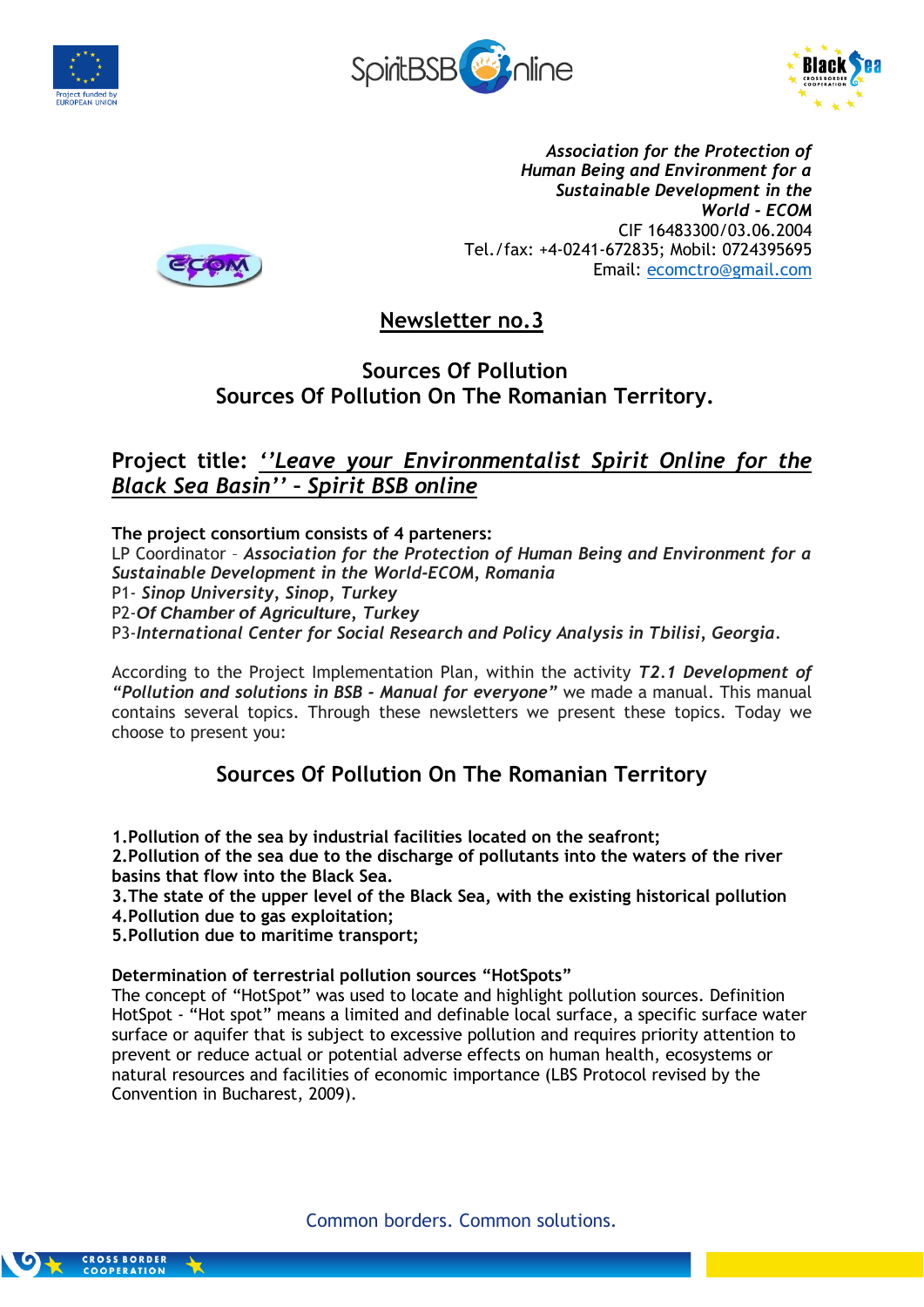*Association for the Protection of Human Being and Environment for a Sustainable Development in the World - ECOM*
CIF 16483300/03.06.2004
Tel./fax: +4-0241-672835; Mobil: 0724395695
Email: ecomctro@gmail.com

# Newsletter no.3

## Sources Of Pollution
## Sources Of Pollution On The Romanian Territory.

## Project title: *''Leave your Environmentalist Spirit Online for the Black Sea Basin'' - Spirit BSB online*

**The project consortium consists of 4 parteners:**
LP Coordinator – ***Association for the Protection of Human Being and Environment for a Sustainable Development in the World-ECOM, Romania***
P1- ***Sinop University, Sinop, Turkey***
P2-***Of Chamber of Agriculture, Turkey***
P3-***International Center for Social Research and Policy Analysis in Tbilisi, Georgia.***

According to the Project Implementation Plan, within the activity ***T2.1 Development of "Pollution and solutions in BSB - Manual for everyone"*** we made a manual. This manual contains several topics. Through these newsletters we present these topics. Today we choose to present you:

## Sources Of Pollution On The Romanian Territory

**1.Pollution of the sea by industrial facilities located on the seafront;**
**2.Pollution of the sea due to the discharge of pollutants into the waters of the river basins that flow into the Black Sea.**
**3.The state of the upper level of the Black Sea, with the existing historical pollution**
**4.Pollution due to gas exploitation;**
**5.Pollution due to maritime transport;**

**Determination of terrestrial pollution sources "HotSpots"**
The concept of "HotSpot" was used to locate and highlight pollution sources. Definition HotSpot - "Hot spot" means a limited and definable local surface, a specific surface water surface or aquifer that is subject to excessive pollution and requires priority attention to prevent or reduce actual or potential adverse effects on human health, ecosystems or natural resources and facilities of economic importance (LBS Protocol revised by the Convention in Bucharest, 2009).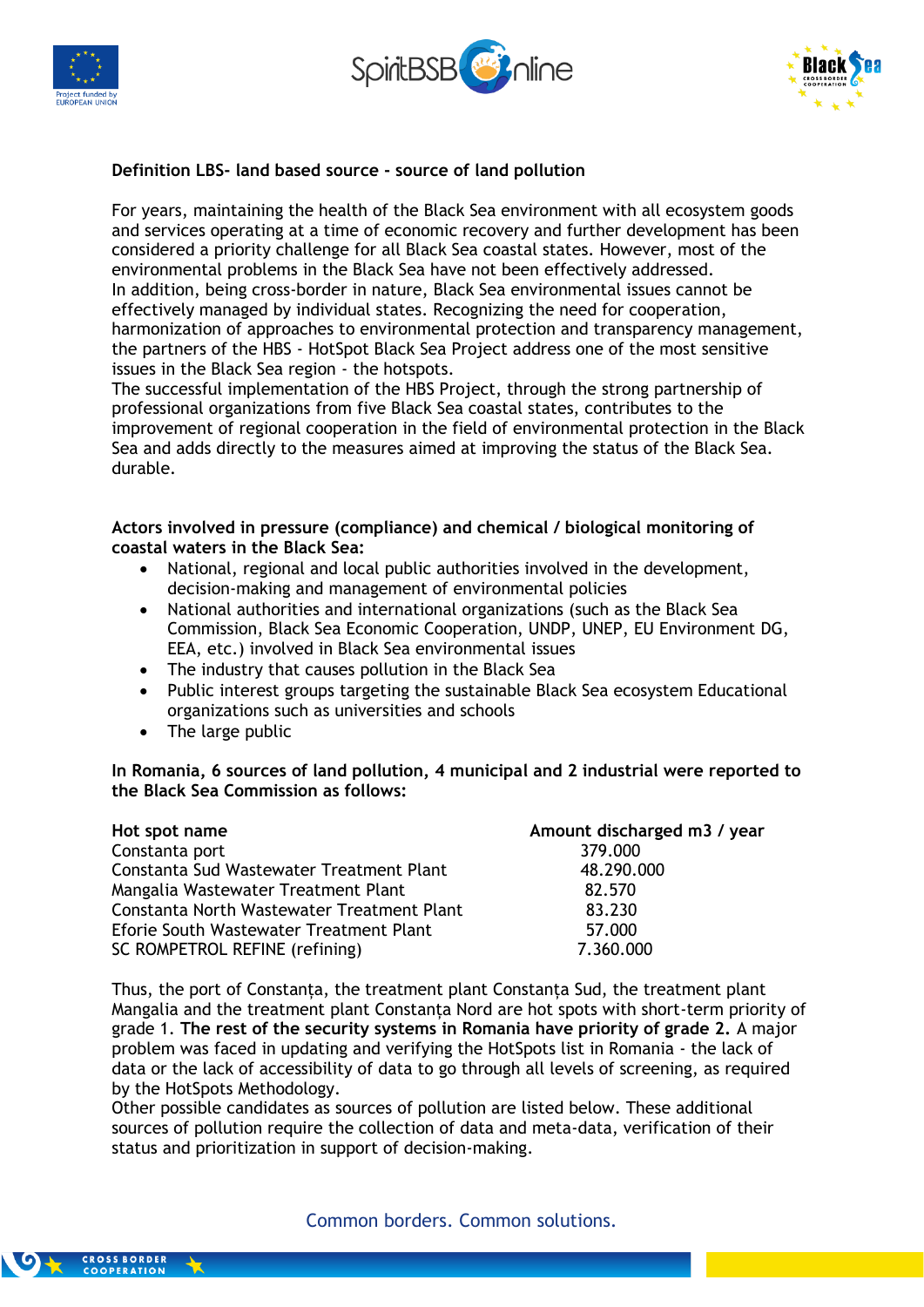**Definition LBS- land based source - source of land pollution**

For years, maintaining the health of the Black Sea environment with all ecosystem goods and services operating at a time of economic recovery and further development has been considered a priority challenge for all Black Sea coastal states. However, most of the environmental problems in the Black Sea have not been effectively addressed.
In addition, being cross-border in nature, Black Sea environmental issues cannot be effectively managed by individual states. Recognizing the need for cooperation, harmonization of approaches to environmental protection and transparency management, the partners of the HBS - HotSpot Black Sea Project address one of the most sensitive issues in the Black Sea region - the hotspots.
The successful implementation of the HBS Project, through the strong partnership of professional organizations from five Black Sea coastal states, contributes to the improvement of regional cooperation in the field of environmental protection in the Black Sea and adds directly to the measures aimed at improving the status of the Black Sea. durable.

**Actors involved in pressure (compliance) and chemical / biological monitoring of coastal waters in the Black Sea:**

- National, regional and local public authorities involved in the development, decision-making and management of environmental policies
- National authorities and international organizations (such as the Black Sea Commission, Black Sea Economic Cooperation, UNDP, UNEP, EU Environment DG, EEA, etc.) involved in Black Sea environmental issues
- The industry that causes pollution in the Black Sea
- Public interest groups targeting the sustainable Black Sea ecosystem Educational organizations such as universities and schools
- The large public

**In Romania, 6 sources of land pollution, 4 municipal and 2 industrial were reported to the Black Sea Commission as follows:**

| Hot spot name | Amount discharged m3 / year |
|---|---|
| Constanta port | 379.000 |
| Constanta Sud Wastewater Treatment Plant | 48.290.000 |
| Mangalia Wastewater Treatment Plant | 82.570 |
| Constanta North Wastewater Treatment Plant | 83.230 |
| Eforie South Wastewater Treatment Plant | 57.000 |
| SC ROMPETROL REFINE (refining) | 7.360.000 |

Thus, the port of Constanța, the treatment plant Constanța Sud, the treatment plant Mangalia and the treatment plant Constanța Nord are hot spots with short-term priority of grade 1. **The rest of the security systems in Romania have priority of grade 2.** A major problem was faced in updating and verifying the HotSpots list in Romania - the lack of data or the lack of accessibility of data to go through all levels of screening, as required by the HotSpots Methodology.
Other possible candidates as sources of pollution are listed below. These additional sources of pollution require the collection of data and meta-data, verification of their status and prioritization in support of decision-making.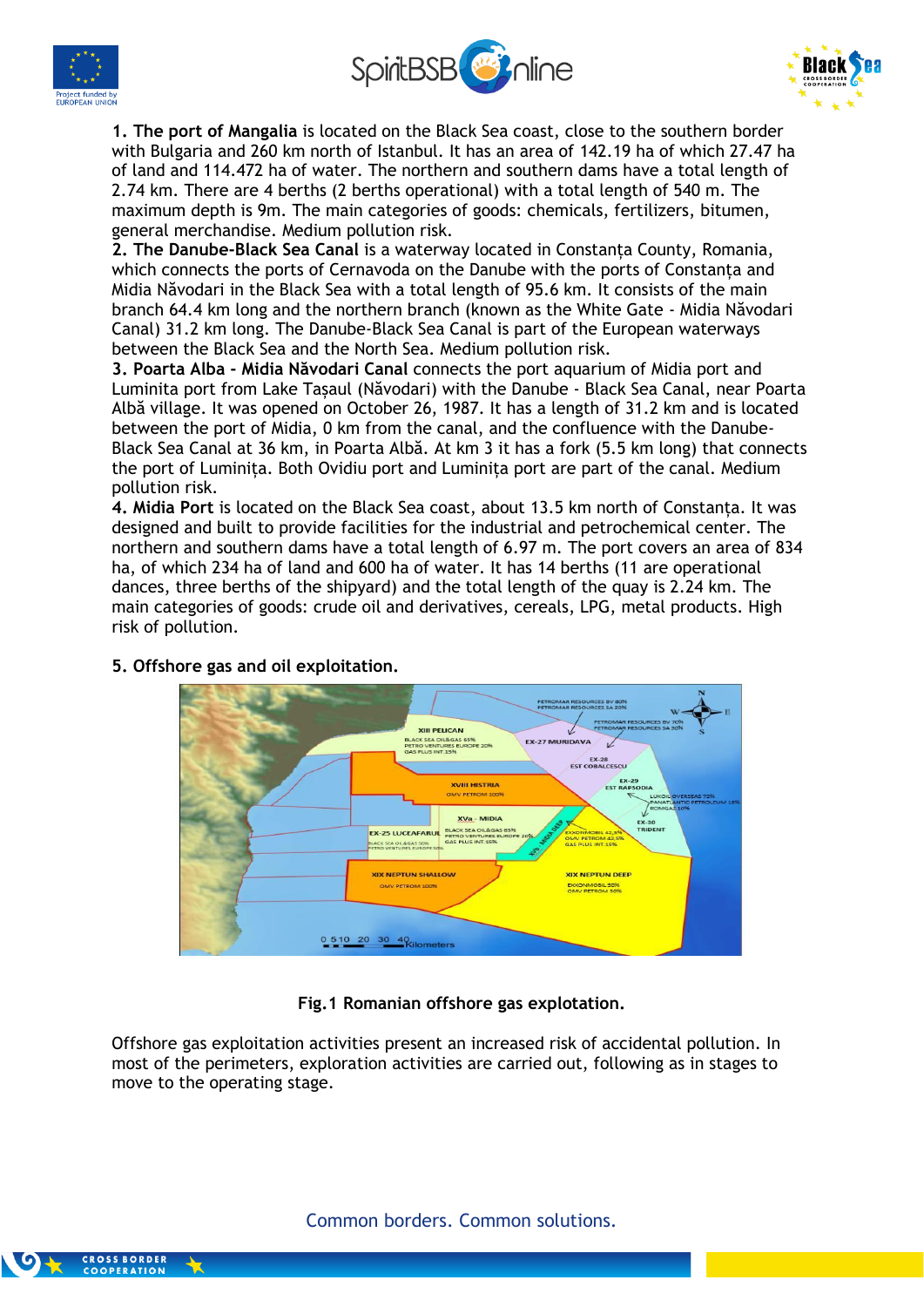**1. The port of Mangalia** is located on the Black Sea coast, close to the southern border with Bulgaria and 260 km north of Istanbul. It has an area of 142.19 ha of which 27.47 ha of land and 114.472 ha of water. The northern and southern dams have a total length of 2.74 km. There are 4 berths (2 berths operational) with a total length of 540 m. The maximum depth is 9m. The main categories of goods: chemicals, fertilizers, bitumen, general merchandise. Medium pollution risk.

**2. The Danube-Black Sea Canal** is a waterway located in Constanța County, Romania, which connects the ports of Cernavoda on the Danube with the ports of Constanța and Midia Năvodari in the Black Sea with a total length of 95.6 km. It consists of the main branch 64.4 km long and the northern branch (known as the White Gate - Midia Năvodari Canal) 31.2 km long. The Danube-Black Sea Canal is part of the European waterways between the Black Sea and the North Sea. Medium pollution risk.

**3. Poarta Alba - Midia Năvodari Canal** connects the port aquarium of Midia port and Luminita port from Lake Tașaul (Năvodari) with the Danube - Black Sea Canal, near Poarta Albă village. It was opened on October 26, 1987. It has a length of 31.2 km and is located between the port of Midia, 0 km from the canal, and the confluence with the Danube-Black Sea Canal at 36 km, in Poarta Albă. At km 3 it has a fork (5.5 km long) that connects the port of Luminița. Both Ovidiu port and Luminița port are part of the canal. Medium pollution risk.

**4. Midia Port** is located on the Black Sea coast, about 13.5 km north of Constanța. It was designed and built to provide facilities for the industrial and petrochemical center. The northern and southern dams have a total length of 6.97 m. The port covers an area of 834 ha, of which 234 ha of land and 600 ha of water. It has 14 berths (11 are operational dances, three berths of the shipyard) and the total length of the quay is 2.24 km. The main categories of goods: crude oil and derivatives, cereals, LPG, metal products. High risk of pollution.

**5. Offshore gas and oil exploitation.**

**Fig.1 Romanian offshore gas explotation.**

Offshore gas exploitation activities present an increased risk of accidental pollution. In most of the perimeters, exploration activities are carried out, following as in stages to move to the operating stage.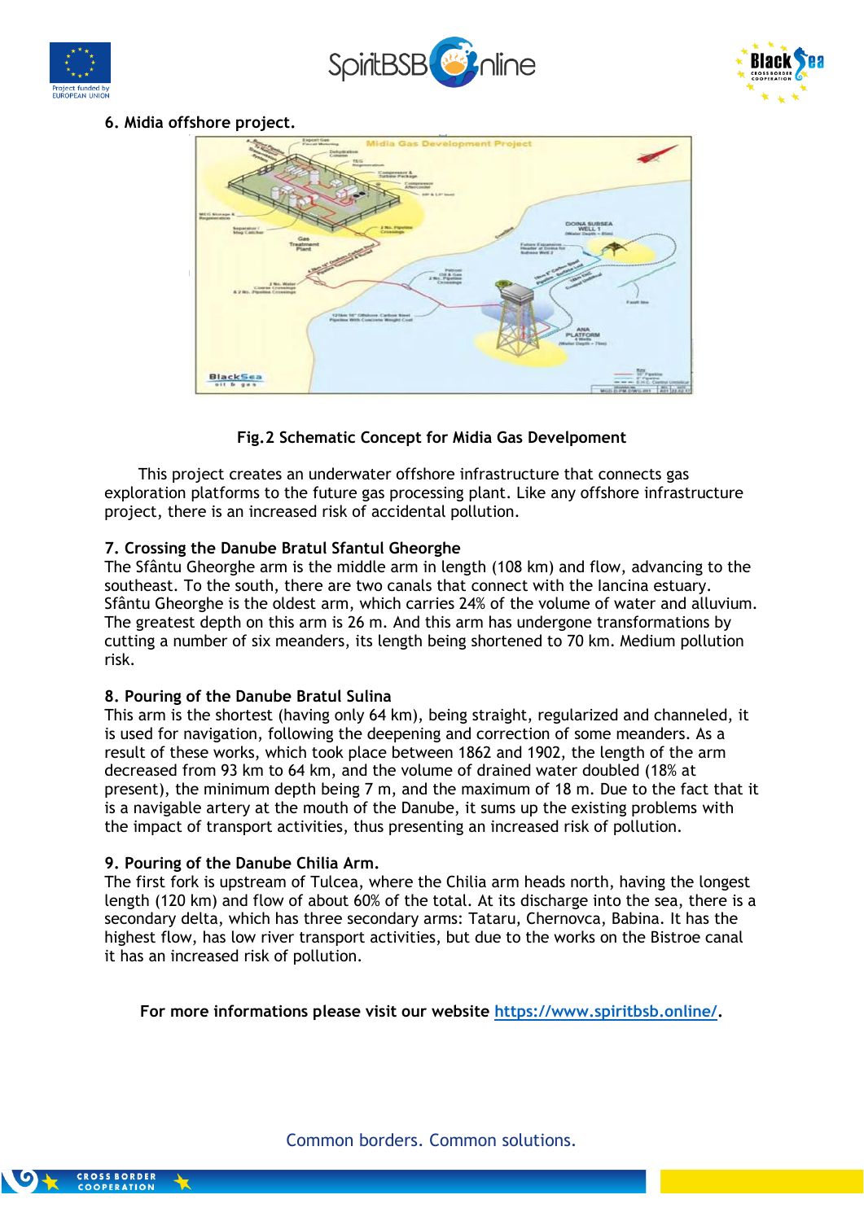### 6. Midia offshore project.

Fig.2 Schematic Concept for Midia Gas Develpoment

This project creates an underwater offshore infrastructure that connects gas exploration platforms to the future gas processing plant. Like any offshore infrastructure project, there is an increased risk of accidental pollution.

### 7. Crossing the Danube Bratul Sfantul Gheorghe

The Sfântu Gheorghe arm is the middle arm in length (108 km) and flow, advancing to the southeast. To the south, there are two canals that connect with the Iancina estuary. Sfântu Gheorghe is the oldest arm, which carries 24% of the volume of water and alluvium. The greatest depth on this arm is 26 m. And this arm has undergone transformations by cutting a number of six meanders, its length being shortened to 70 km. Medium pollution risk.

### 8. Pouring of the Danube Bratul Sulina

This arm is the shortest (having only 64 km), being straight, regularized and channeled, it is used for navigation, following the deepening and correction of some meanders. As a result of these works, which took place between 1862 and 1902, the length of the arm decreased from 93 km to 64 km, and the volume of drained water doubled (18% at present), the minimum depth being 7 m, and the maximum of 18 m. Due to the fact that it is a navigable artery at the mouth of the Danube, it sums up the existing problems with the impact of transport activities, thus presenting an increased risk of pollution.

### 9. Pouring of the Danube Chilia Arm.

The first fork is upstream of Tulcea, where the Chilia arm heads north, having the longest length (120 km) and flow of about 60% of the total. At its discharge into the sea, there is a secondary delta, which has three secondary arms: Tataru, Chernovca, Babina. It has the highest flow, has low river transport activities, but due to the works on the Bistroe canal it has an increased risk of pollution.

**For more informations please visit our website [https://www.spiritbsb.online/](https://www.spiritbsb.online/).**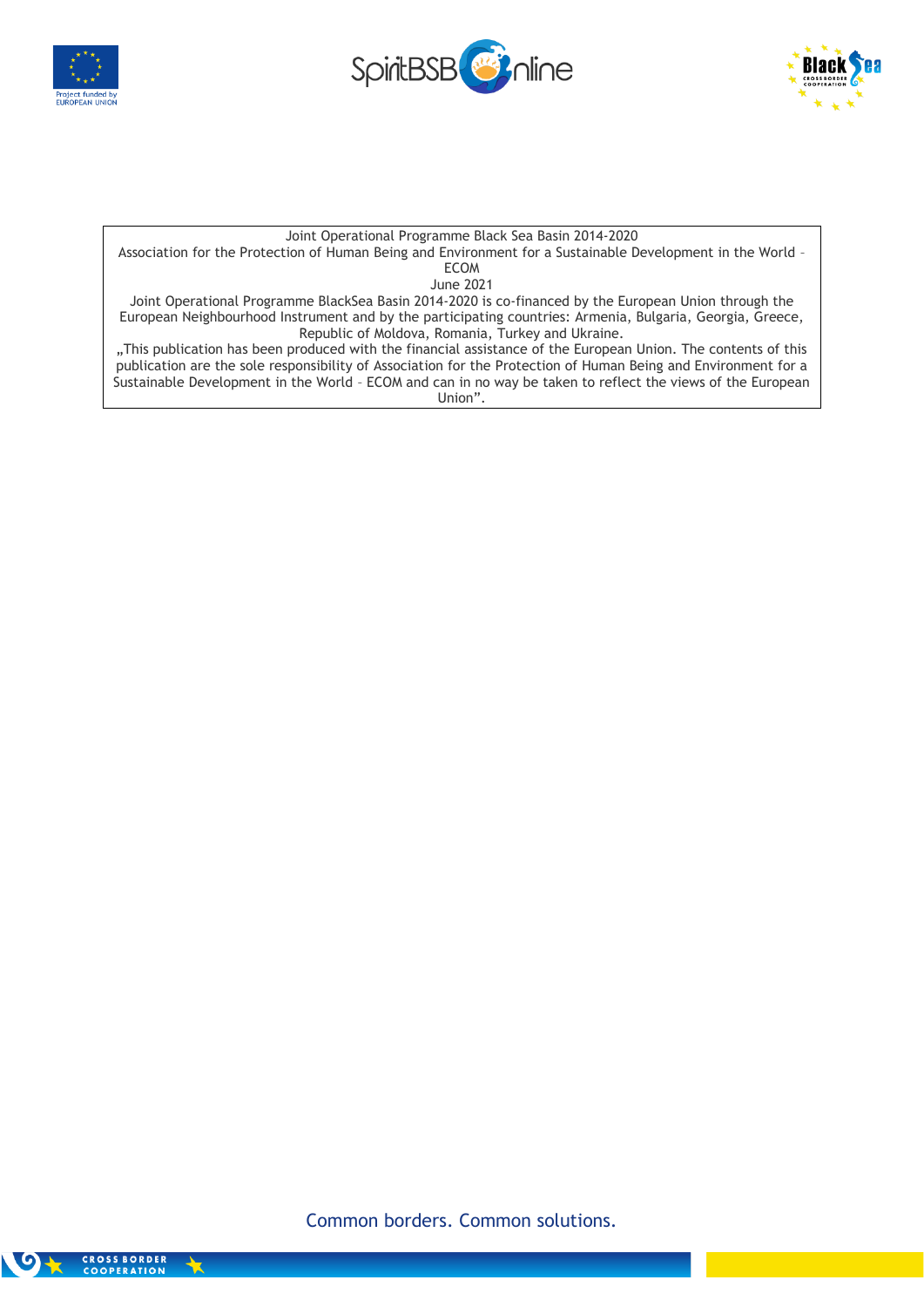Joint Operational Programme Black Sea Basin 2014-2020
Association for the Protection of Human Being and Environment for a Sustainable Development in the World – ECOM
June 2021
Joint Operational Programme BlackSea Basin 2014-2020 is co-financed by the European Union through the European Neighbourhood Instrument and by the participating countries: Armenia, Bulgaria, Georgia, Greece, Republic of Moldova, Romania, Turkey and Ukraine.
„This publication has been produced with the financial assistance of the European Union. The contents of this publication are the sole responsibility of Association for the Protection of Human Being and Environment for a Sustainable Development in the World – ECOM and can in no way be taken to reflect the views of the European Union".